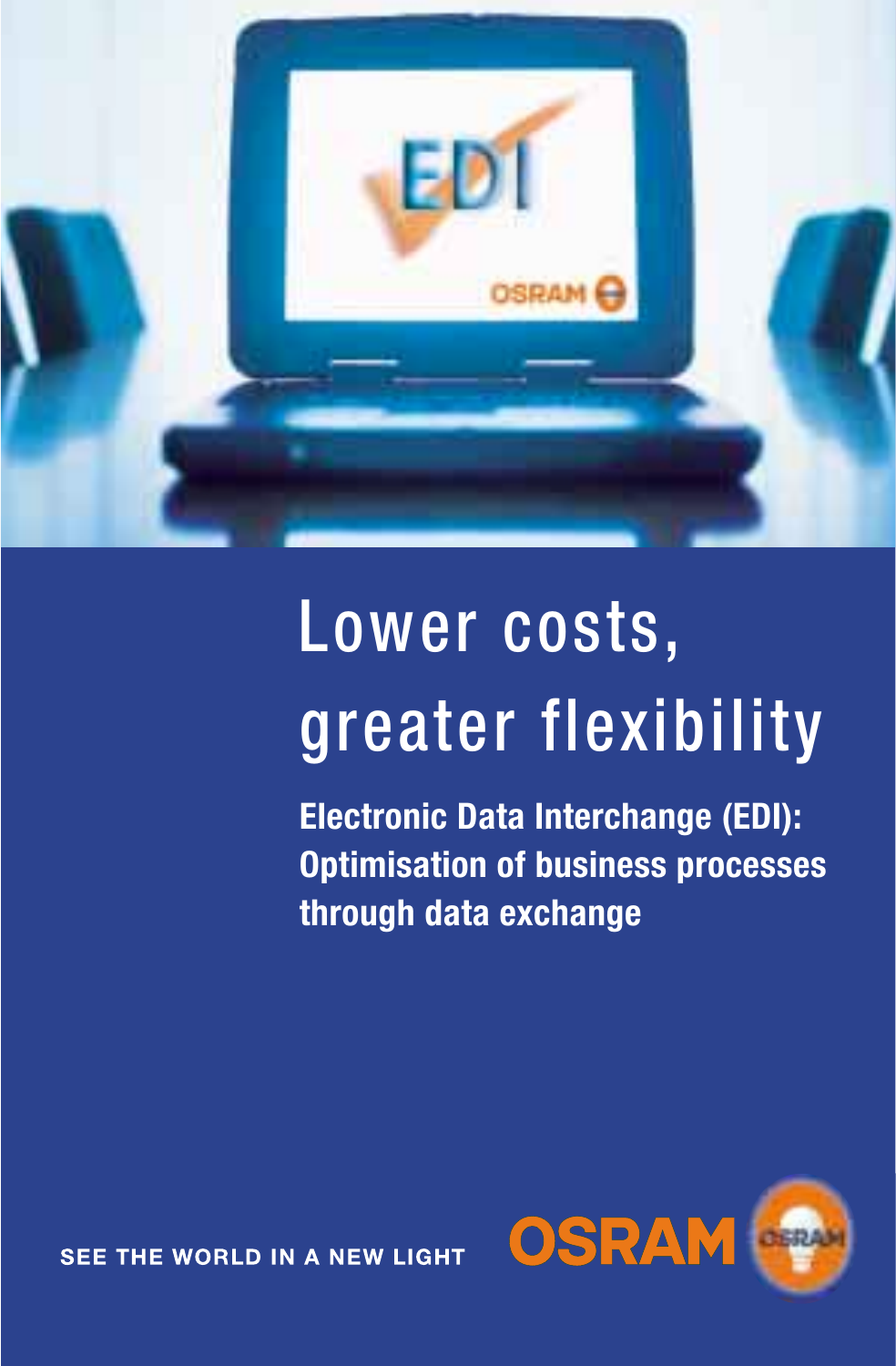# Lower costs, greater flexibility

**Electronic Data Interchange (EDI): Optimisation of business processes through data exchange**

SEE THE WORLD IN A NEW LIGHT

OSRAM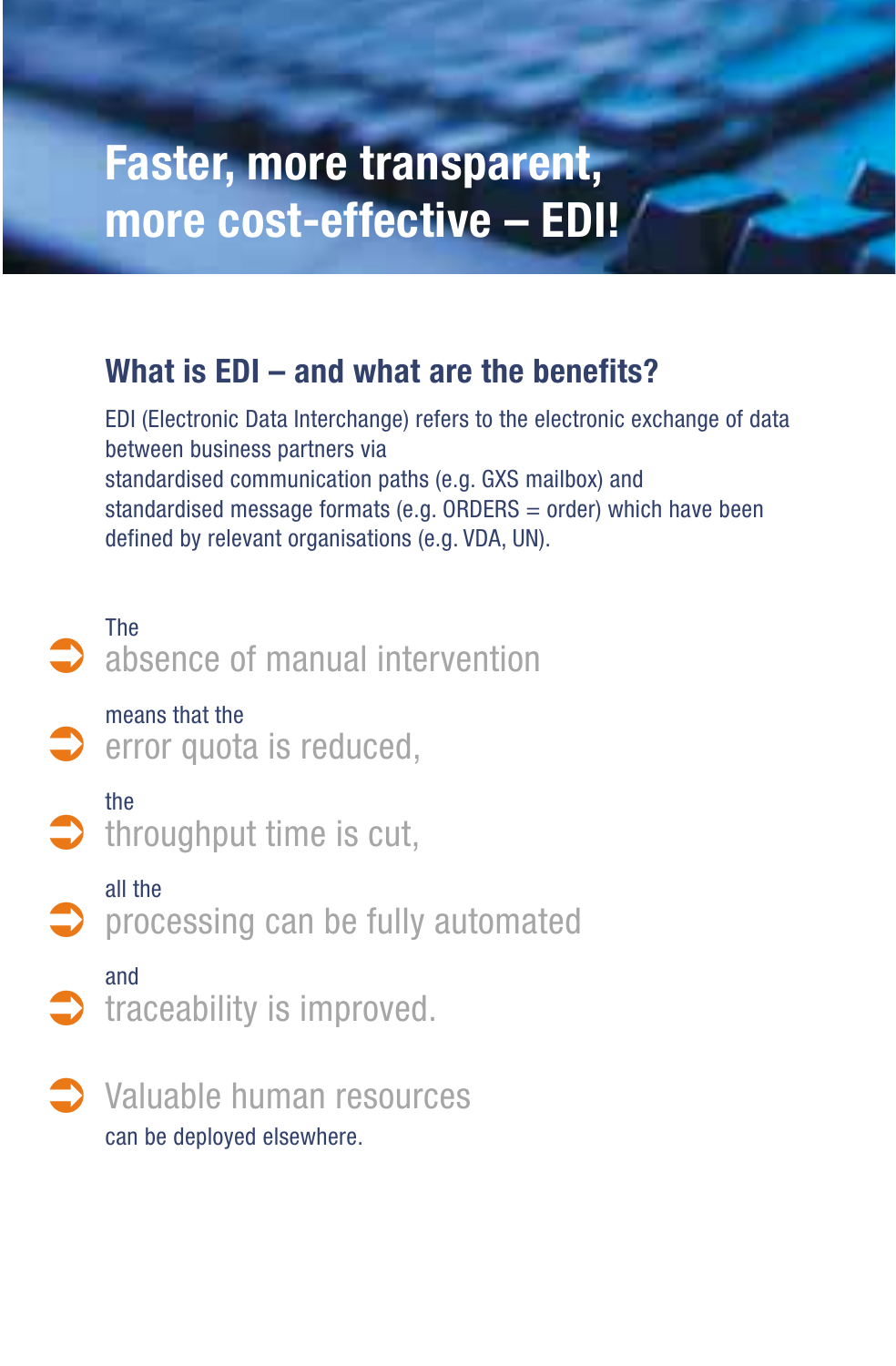# Faster, more transparent, more cost-effective – EDI!

## What is EDI – and what are the benefits?

EDI (Electronic Data Interchange) refers to the electronic exchange of data between business partners via
standardised communication paths (e.g. GXS mailbox) and
standardised message formats (e.g. ORDERS = order) which have been defined by relevant organisations (e.g. VDA, UN).

- The
  absence of manual intervention
- means that the
  error quota is reduced,
- the
  throughput time is cut,
- all the
  processing can be fully automated
- and
  traceability is improved.

- Valuable human resources
  can be deployed elsewhere.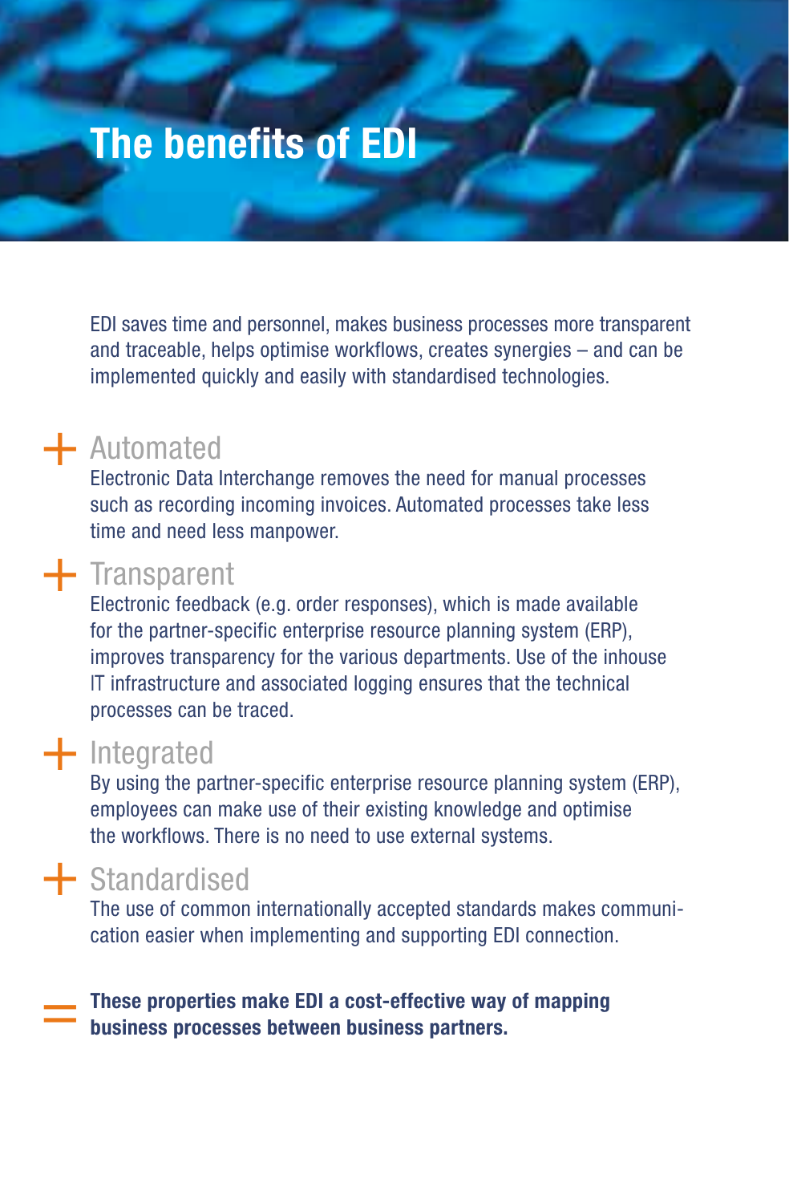# The benefits of EDI

EDI saves time and personnel, makes business processes more transparent and traceable, helps optimise workflows, creates synergies – and can be implemented quickly and easily with standardised technologies.

## + Automated

Electronic Data Interchange removes the need for manual processes such as recording incoming invoices. Automated processes take less time and need less manpower.

## + Transparent

Electronic feedback (e.g. order responses), which is made available for the partner-specific enterprise resource planning system (ERP), improves transparency for the various departments. Use of the inhouse IT infrastructure and associated logging ensures that the technical processes can be traced.

## + Integrated

By using the partner-specific enterprise resource planning system (ERP), employees can make use of their existing knowledge and optimise the workflows. There is no need to use external systems.

## + Standardised

The use of common internationally accepted standards makes communication easier when implementing and supporting EDI connection.

= **These properties make EDI a cost-effective way of mapping business processes between business partners.**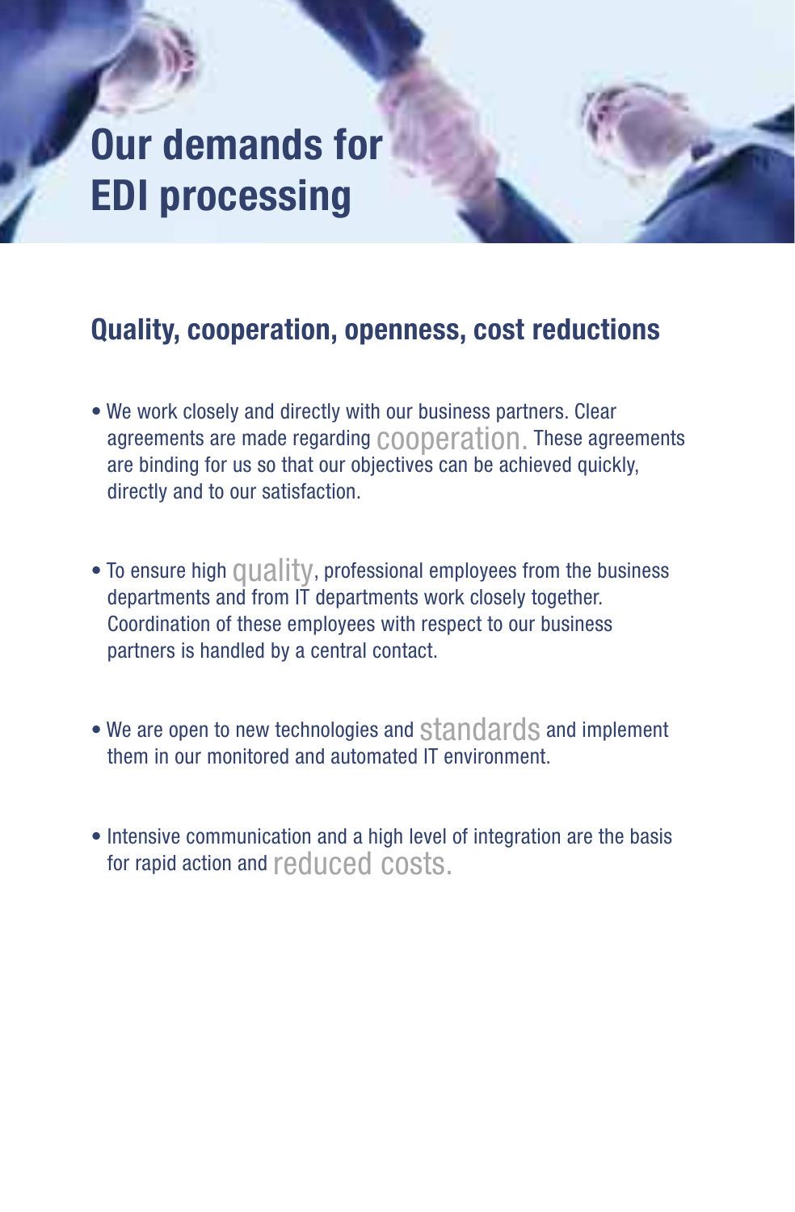# Our demands for EDI processing

## Quality, cooperation, openness, cost reductions

- We work closely and directly with our business partners. Clear agreements are made regarding cooperation. These agreements are binding for us so that our objectives can be achieved quickly, directly and to our satisfaction.
- To ensure high quality, professional employees from the business departments and from IT departments work closely together. Coordination of these employees with respect to our business partners is handled by a central contact.
- We are open to new technologies and standards and implement them in our monitored and automated IT environment.
- Intensive communication and a high level of integration are the basis for rapid action and reduced costs.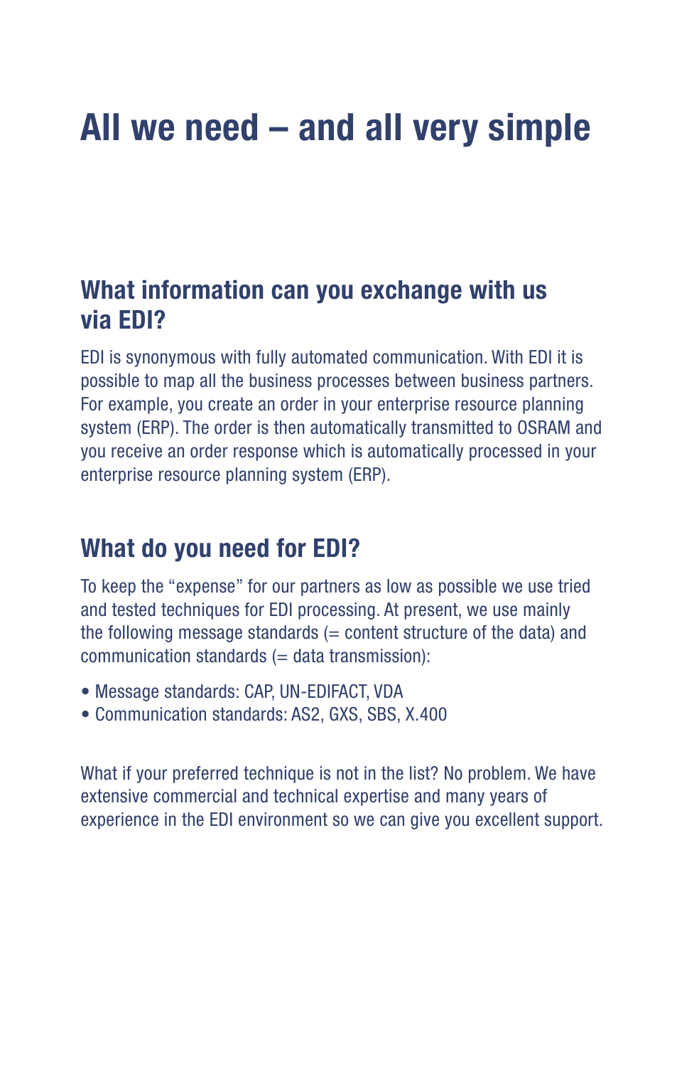# All we need – and all very simple

## What information can you exchange with us via EDI?

EDI is synonymous with fully automated communication. With EDI it is possible to map all the business processes between business partners. For example, you create an order in your enterprise resource planning system (ERP). The order is then automatically transmitted to OSRAM and you receive an order response which is automatically processed in your enterprise resource planning system (ERP).

## What do you need for EDI?

To keep the “expense” for our partners as low as possible we use tried and tested techniques for EDI processing. At present, we use mainly the following message standards (= content structure of the data) and communication standards (= data transmission):

- Message standards: CAP, UN-EDIFACT, VDA
- Communication standards: AS2, GXS, SBS, X.400

What if your preferred technique is not in the list? No problem. We have extensive commercial and technical expertise and many years of experience in the EDI environment so we can give you excellent support.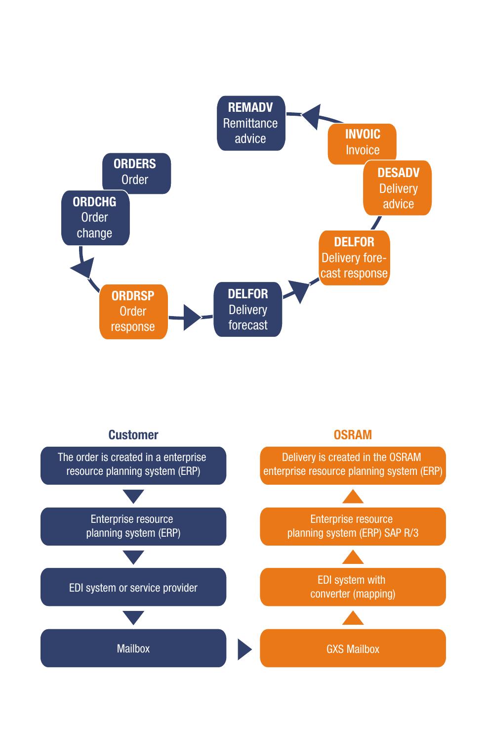**REMADV**
Remittance advice

**INVOIC**
Invoice

**DESADV**
Delivery advice

**DELFOR**
Delivery forecast response

**DELFOR**
Delivery forecast

**ORDRSP**
Order response

**ORDCHG**
Order change

**ORDERS**
Order

| **Customer** | | **OSRAM** |
|---|---|---|
| The order is created in a enterprise resource planning system (ERP) | | Delivery is created in the OSRAM enterprise resource planning system (ERP) |
| ▼ | | ▲ |
| Enterprise resource planning system (ERP) | | Enterprise resource planning system (ERP) SAP R/3 |
| ▼ | | ▲ |
| EDI system or service provider | | EDI system with converter (mapping) |
| ▼ | | ▲ |
| Mailbox | ► | GXS Mailbox |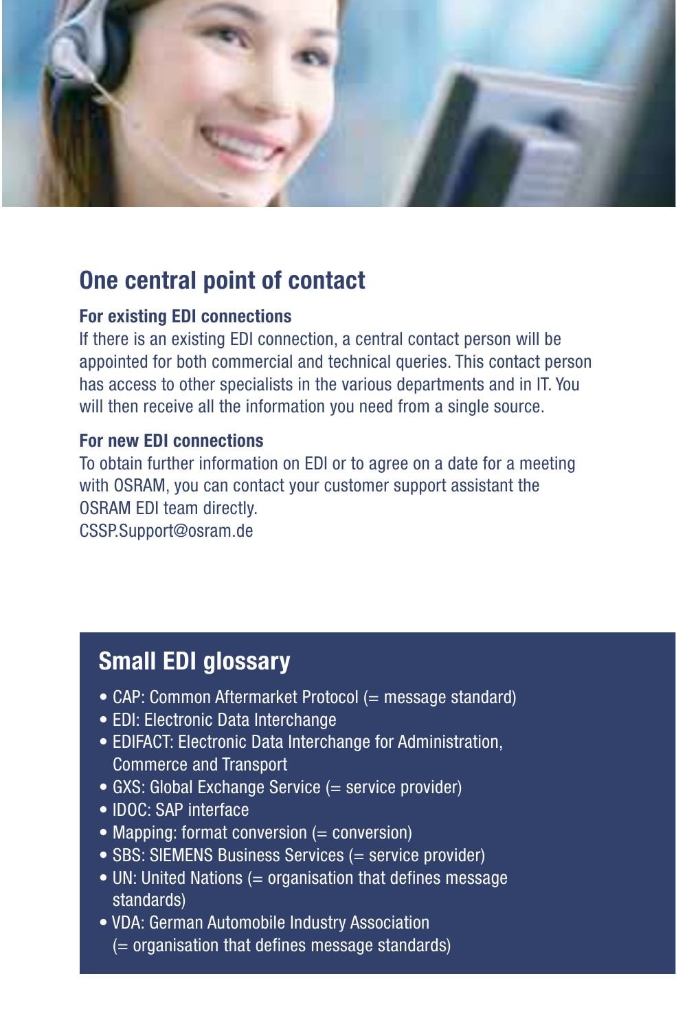## One central point of contact

### For existing EDI connections

If there is an existing EDI connection, a central contact person will be appointed for both commercial and technical queries. This contact person has access to other specialists in the various departments and in IT. You will then receive all the information you need from a single source.

### For new EDI connections

To obtain further information on EDI or to agree on a date for a meeting with OSRAM, you can contact your customer support assistant the OSRAM EDI team directly.
CSSP.Support@osram.de

## Small EDI glossary

- CAP: Common Aftermarket Protocol (= message standard)
- EDI: Electronic Data Interchange
- EDIFACT: Electronic Data Interchange for Administration, Commerce and Transport
- GXS: Global Exchange Service (= service provider)
- IDOC: SAP interface
- Mapping: format conversion (= conversion)
- SBS: SIEMENS Business Services (= service provider)
- UN: United Nations (= organisation that defines message standards)
- VDA: German Automobile Industry Association (= organisation that defines message standards)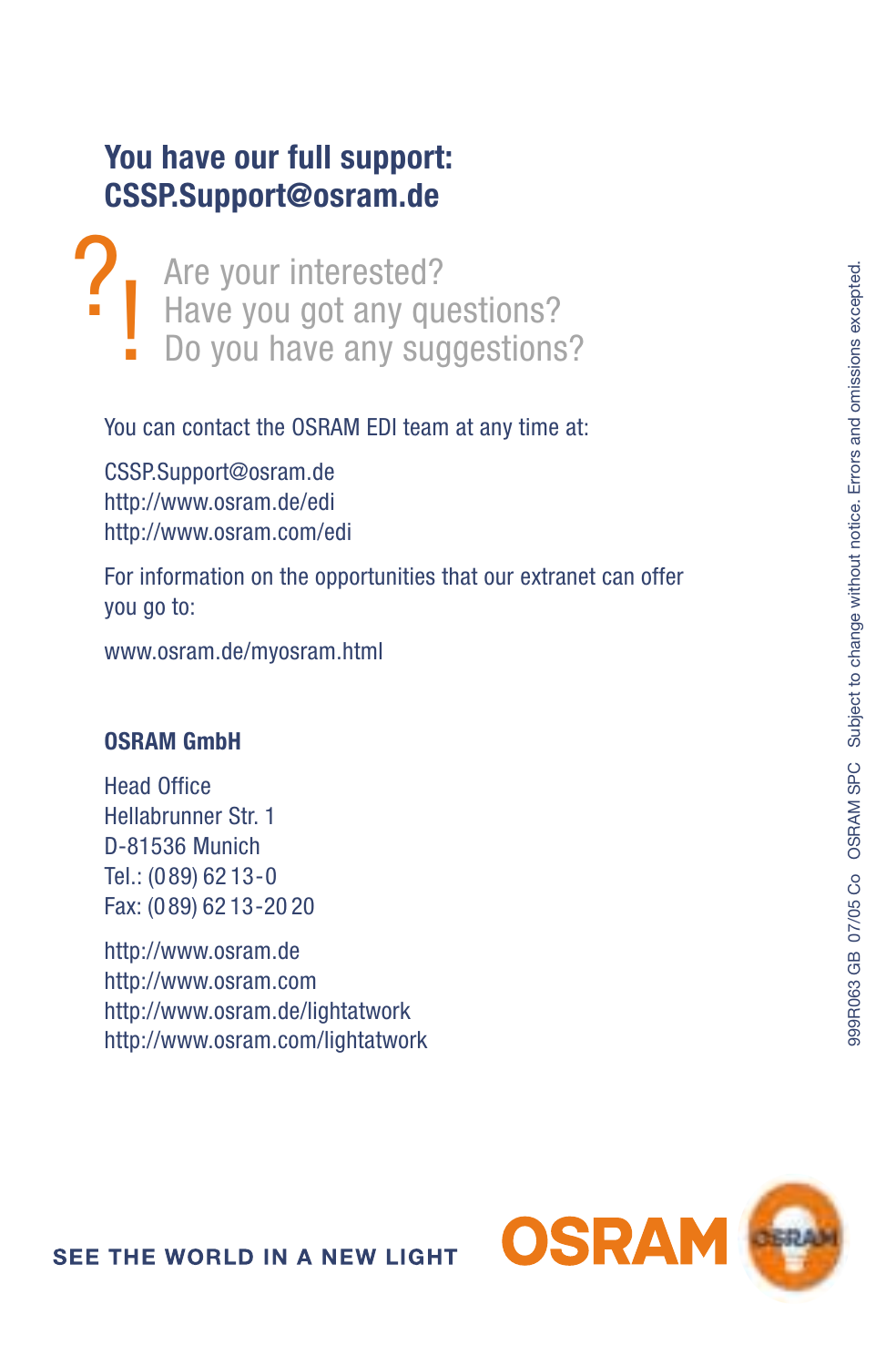## You have our full support: CSSP.Support@osram.de

?!

Are your interested?
Have you got any questions?
Do you have any suggestions?

You can contact the OSRAM EDI team at any time at:

CSSP.Support@osram.de
http://www.osram.de/edi
http://www.osram.com/edi

For information on the opportunities that our extranet can offer you go to:

www.osram.de/myosram.html

**OSRAM GmbH**

Head Office
Hellabrunner Str. 1
D-81536 Munich
Tel.: (089) 6213-0
Fax: (089) 6213-2020

http://www.osram.de
http://www.osram.com
http://www.osram.de/lightatwork
http://www.osram.com/lightatwork

999R063 GB 07/05 Co OSRAM SPC Subject to change without notice. Errors and omissions excepted.

SEE THE WORLD IN A NEW LIGHT

OSRAM